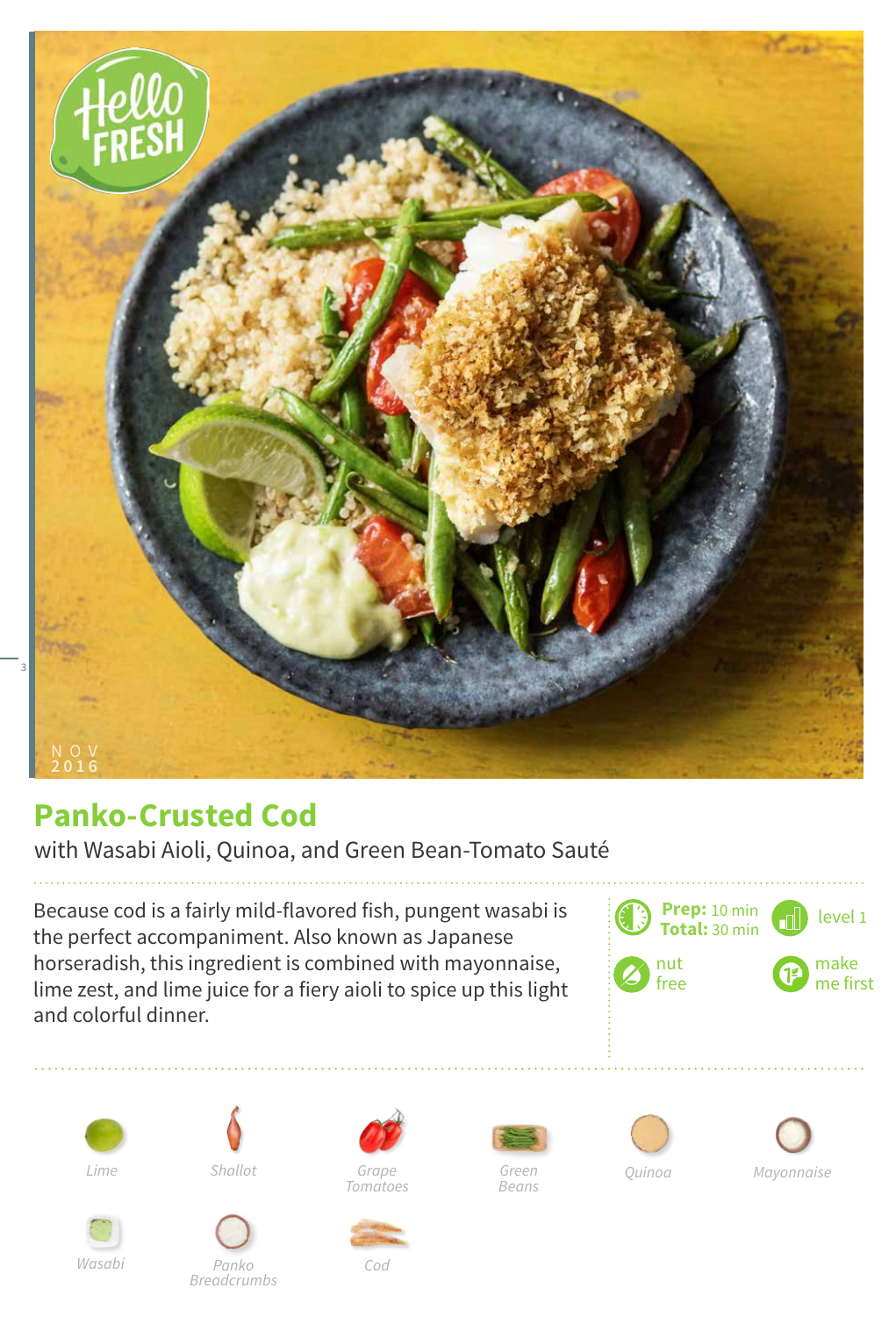NOV 2016

# Panko-Crusted Cod

with Wasabi Aioli, Quinoa, and Green Bean-Tomato Sauté

Because cod is a fairly mild-flavored fish, pungent wasabi is the perfect accompaniment. Also known as Japanese horseradish, this ingredient is combined with mayonnaise, lime zest, and lime juice for a fiery aioli to spice up this light and colorful dinner.

**Prep:** 10 min
**Total:** 30 min

level 1

nut free

make me first

*Lime*

*Shallot*

*Grape Tomatoes*

*Green Beans*

*Quinoa*

*Mayonnaise*

*Wasabi*

*Panko Breadcrumbs*

*Cod*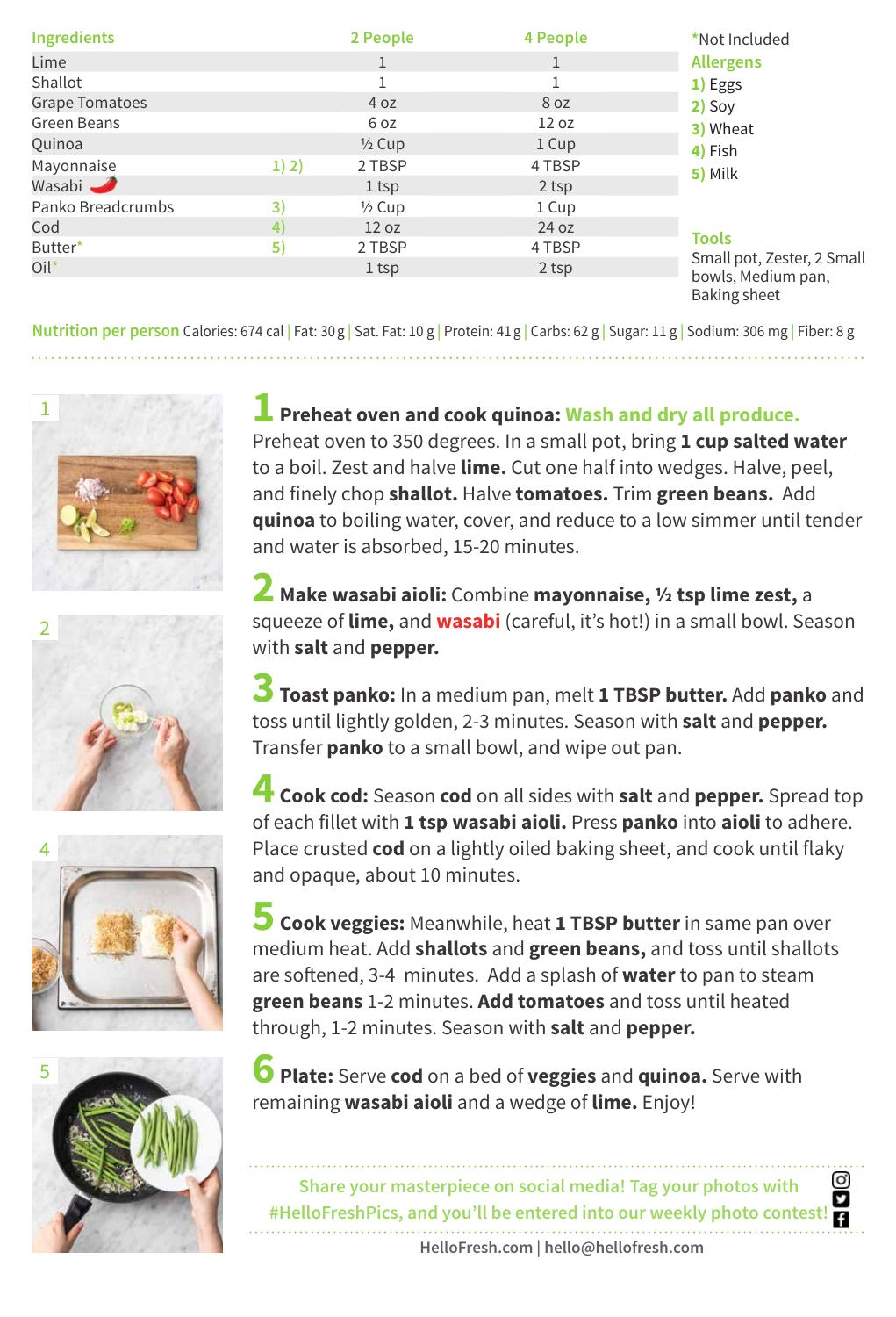| Ingredients | | 2 People | 4 People |
|---|---|---|---|
| Lime | | 1 | 1 |
| Shallot | | 1 | 1 |
| Grape Tomatoes | | 4 oz | 8 oz |
| Green Beans | | 6 oz | 12 oz |
| Quinoa | | ½ Cup | 1 Cup |
| Mayonnaise | 1) 2) | 2 TBSP | 4 TBSP |
| Wasabi | | 1 tsp | 2 tsp |
| Panko Breadcrumbs | 3) | ½ Cup | 1 Cup |
| Cod | 4) | 12 oz | 24 oz |
| Butter* | 5) | 2 TBSP | 4 TBSP |
| Oil* | | 1 tsp | 2 tsp |

*Not Included

**Allergens**

1) Eggs
2) Soy
3) Wheat
4) Fish
5) Milk

**Tools**

Small pot, Zester, 2 Small bowls, Medium pan, Baking sheet

**Nutrition per person** Calories: 674 cal | Fat: 30 g | Sat. Fat: 10 g | Protein: 41 g | Carbs: 62 g | Sugar: 11 g | Sodium: 306 mg | Fiber: 8 g

## 1 Preheat oven and cook quinoa: Wash and dry all produce.

Preheat oven to 350 degrees. In a small pot, bring **1 cup salted water** to a boil. Zest and halve **lime.** Cut one half into wedges. Halve, peel, and finely chop **shallot.** Halve **tomatoes.** Trim **green beans.** Add **quinoa** to boiling water, cover, and reduce to a low simmer until tender and water is absorbed, 15-20 minutes.

## 2 Make wasabi aioli:

Combine **mayonnaise, ½ tsp lime zest,** a squeeze of **lime,** and **wasabi** (careful, it's hot!) in a small bowl. Season with **salt** and **pepper.**

## 3 Toast panko:

In a medium pan, melt **1 TBSP butter.** Add **panko** and toss until lightly golden, 2-3 minutes. Season with **salt** and **pepper.** Transfer **panko** to a small bowl, and wipe out pan.

## 4 Cook cod:

Season **cod** on all sides with **salt** and **pepper.** Spread top of each fillet with **1 tsp wasabi aioli.** Press **panko** into **aioli** to adhere. Place crusted **cod** on a lightly oiled baking sheet, and cook until flaky and opaque, about 10 minutes.

## 5 Cook veggies:

Meanwhile, heat **1 TBSP butter** in same pan over medium heat. Add **shallots** and **green beans,** and toss until shallots are softened, 3-4 minutes. Add a splash of **water** to pan to steam **green beans** 1-2 minutes. **Add tomatoes** and toss until heated through, 1-2 minutes. Season with **salt** and **pepper.**

## 6 Plate:

Serve **cod** on a bed of **veggies** and **quinoa.** Serve with remaining **wasabi aioli** and a wedge of **lime.** Enjoy!

Share your masterpiece on social media! Tag your photos with #HelloFreshPics, and you'll be entered into our weekly photo contest!

HelloFresh.com | hello@hellofresh.com